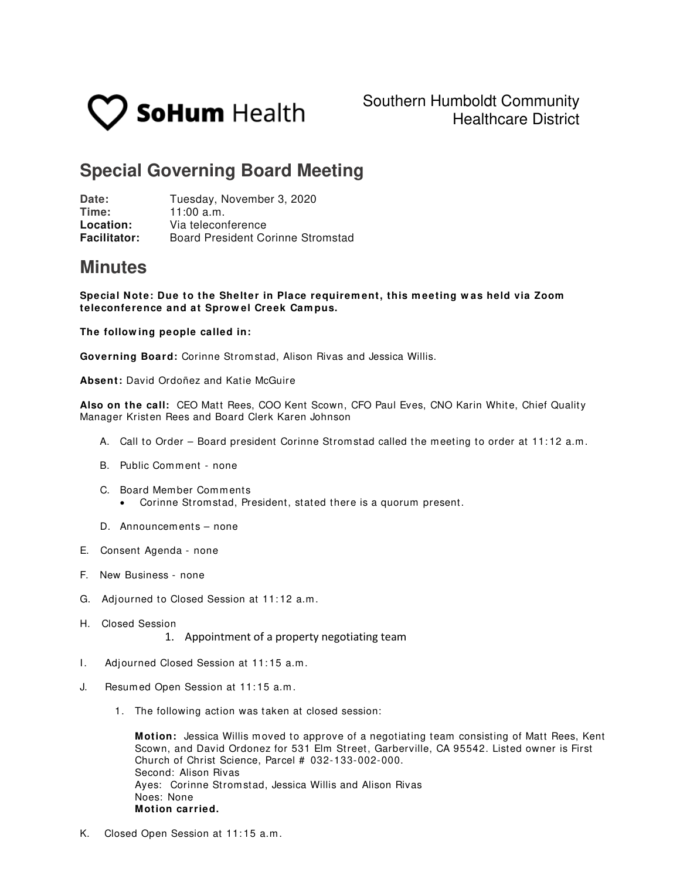**SoHum Health**

Southern Humboldt Community Healthcare District

# Special Governing Board Meeting

**Date:** Tuesday, November 3, 2020
**Time:** 11:00 a.m.
**Location:** Via teleconference
**Facilitator:** Board President Corinne Stromstad

# Minutes

**Special Note: Due to the Shelter in Place requirement, this meeting was held via Zoom teleconference and at Sprowel Creek Campus.**

**The following people called in:**

**Governing Board:** Corinne Stromstad, Alison Rivas and Jessica Willis.

**Absent:** David Ordoñez and Katie McGuire

**Also on the call:** CEO Matt Rees, COO Kent Scown, CFO Paul Eves, CNO Karin White, Chief Quality Manager Kristen Rees and Board Clerk Karen Johnson

A. Call to Order – Board president Corinne Stromstad called the meeting to order at 11:12 a.m.

B. Public Comment - none

C. Board Member Comments
   - Corinne Stromstad, President, stated there is a quorum present.

D. Announcements – none

E. Consent Agenda - none

F. New Business - none

G. Adjourned to Closed Session at 11:12 a.m.

H. Closed Session
   1. Appointment of a property negotiating team

I. Adjourned Closed Session at 11:15 a.m.

J. Resumed Open Session at 11:15 a.m.

   1. The following action was taken at closed session:

      **Motion:** Jessica Willis moved to approve of a negotiating team consisting of Matt Rees, Kent Scown, and David Ordonez for 531 Elm Street, Garberville, CA 95542. Listed owner is First Church of Christ Science, Parcel # 032-133-002-000.
      Second: Alison Rivas
      Ayes: Corinne Stromstad, Jessica Willis and Alison Rivas
      Noes: None
      **Motion carried.**

K. Closed Open Session at 11:15 a.m.